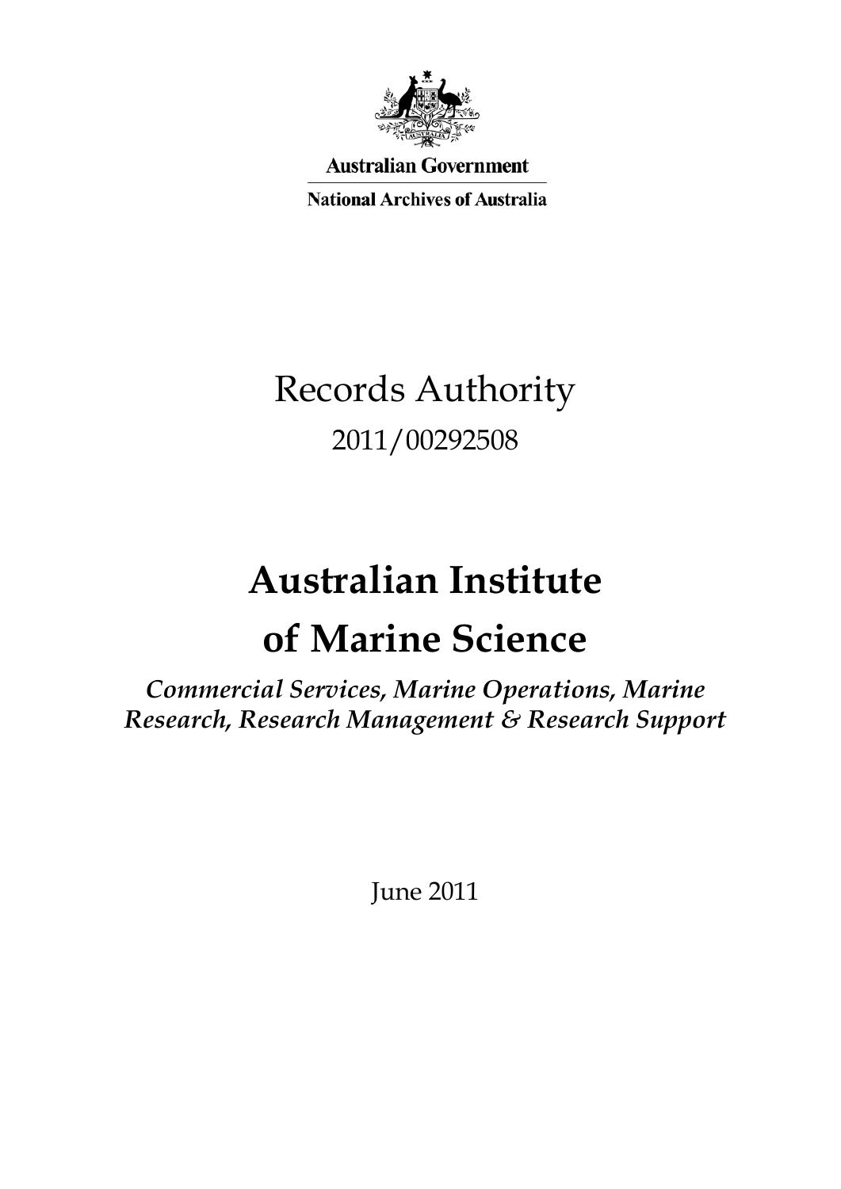Australian Government

National Archives of Australia

# Records Authority

2011/00292508

# Australian Institute of Marine Science

*Commercial Services, Marine Operations, Marine Research, Research Management & Research Support*

June 2011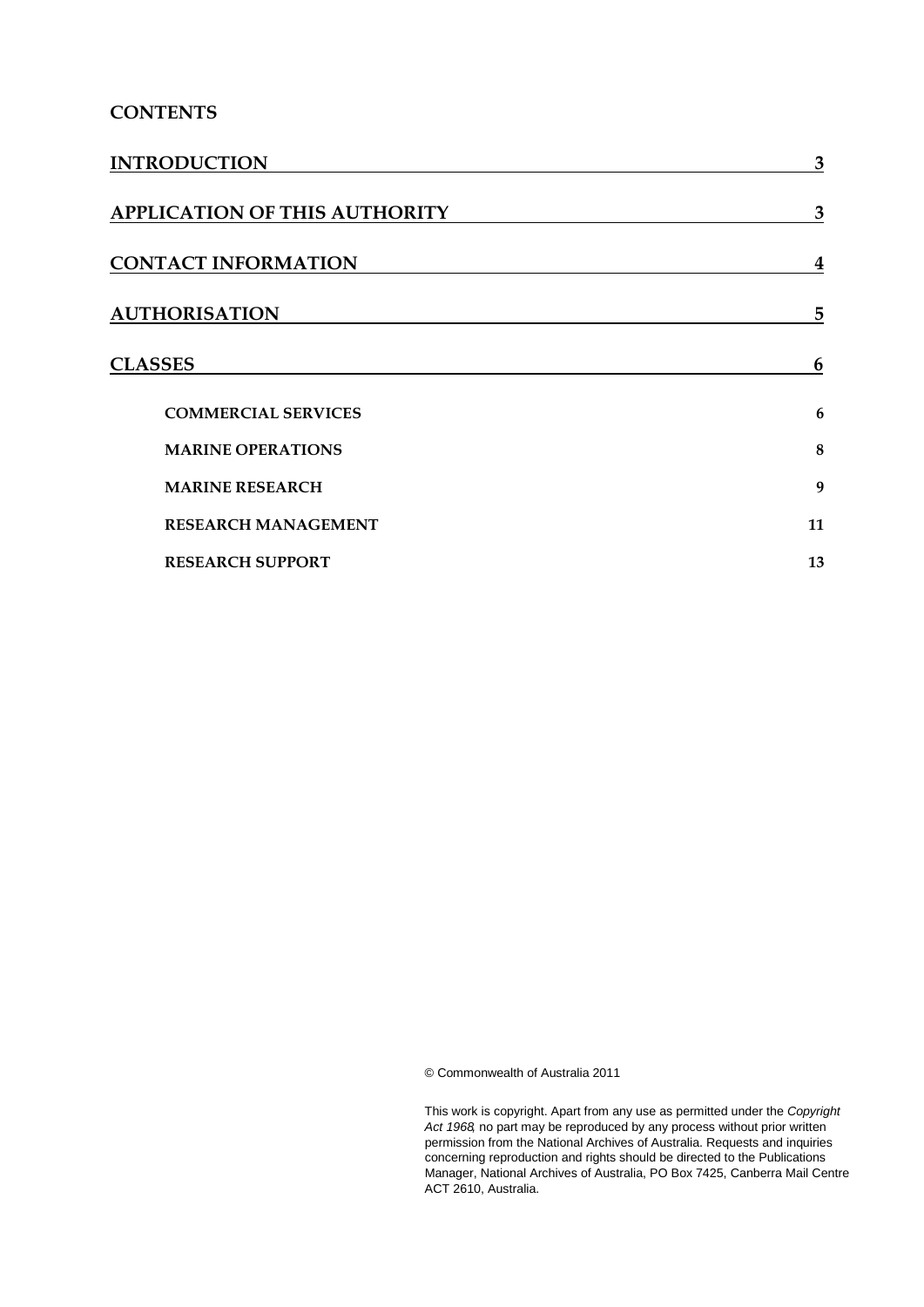# CONTENTS

| | |
|---|---|
| **INTRODUCTION** | **3** |
| **APPLICATION OF THIS AUTHORITY** | **3** |
| **CONTACT INFORMATION** | **4** |
| **AUTHORISATION** | **5** |
| **CLASSES** | **6** |
| **COMMERCIAL SERVICES** | **6** |
| **MARINE OPERATIONS** | **8** |
| **MARINE RESEARCH** | **9** |
| **RESEARCH MANAGEMENT** | **11** |
| **RESEARCH SUPPORT** | **13** |

© Commonwealth of Australia 2011

This work is copyright. Apart from any use as permitted under the *Copyright Act 1968*, no part may be reproduced by any process without prior written permission from the National Archives of Australia. Requests and inquiries concerning reproduction and rights should be directed to the Publications Manager, National Archives of Australia, PO Box 7425, Canberra Mail Centre ACT 2610, Australia.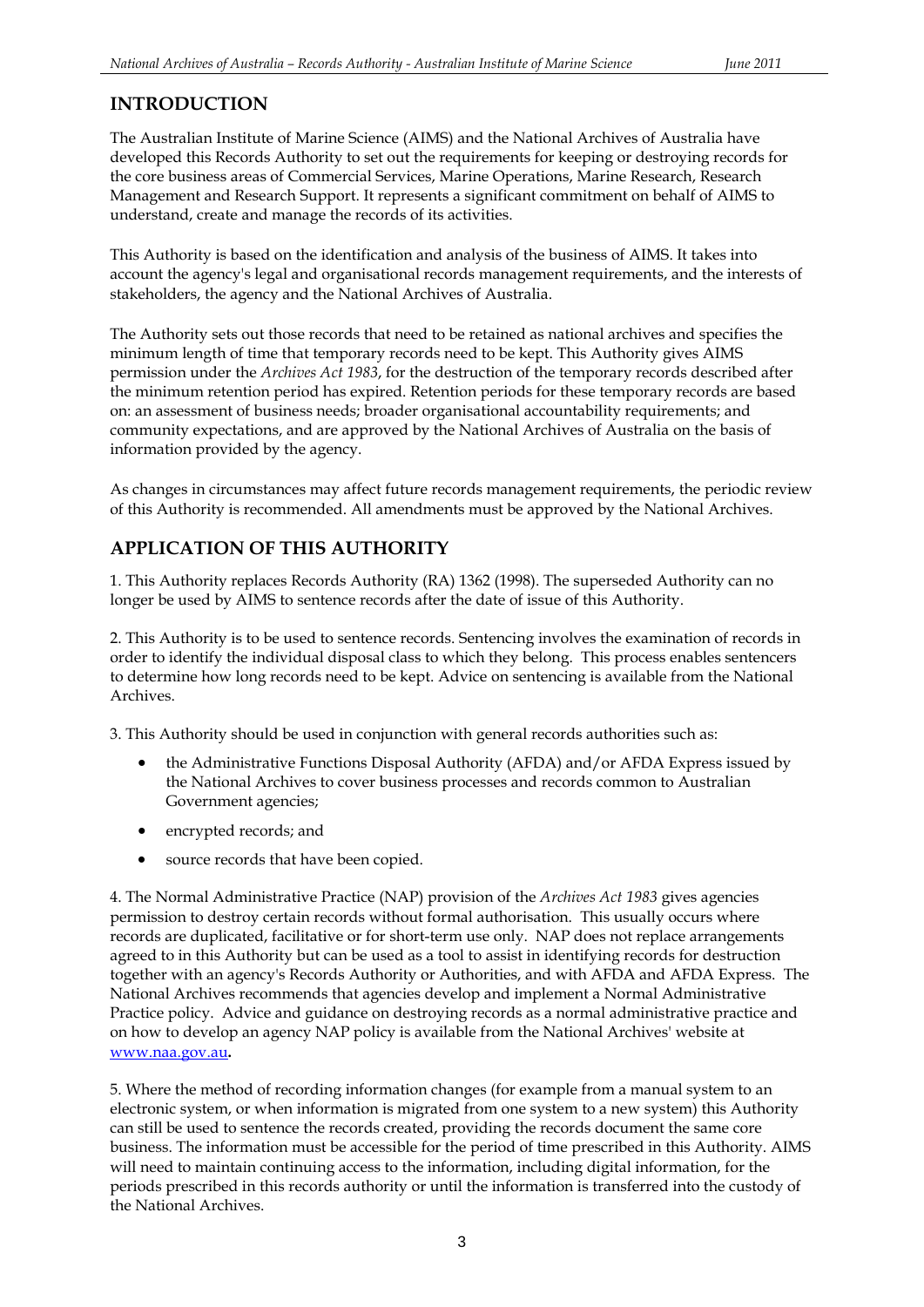## INTRODUCTION

The Australian Institute of Marine Science (AIMS) and the National Archives of Australia have developed this Records Authority to set out the requirements for keeping or destroying records for the core business areas of Commercial Services, Marine Operations, Marine Research, Research Management and Research Support. It represents a significant commitment on behalf of AIMS to understand, create and manage the records of its activities.

This Authority is based on the identification and analysis of the business of AIMS. It takes into account the agency's legal and organisational records management requirements, and the interests of stakeholders, the agency and the National Archives of Australia.

The Authority sets out those records that need to be retained as national archives and specifies the minimum length of time that temporary records need to be kept. This Authority gives AIMS permission under the *Archives Act 1983*, for the destruction of the temporary records described after the minimum retention period has expired. Retention periods for these temporary records are based on: an assessment of business needs; broader organisational accountability requirements; and community expectations, and are approved by the National Archives of Australia on the basis of information provided by the agency.

As changes in circumstances may affect future records management requirements, the periodic review of this Authority is recommended. All amendments must be approved by the National Archives.

## APPLICATION OF THIS AUTHORITY

1. This Authority replaces Records Authority (RA) 1362 (1998). The superseded Authority can no longer be used by AIMS to sentence records after the date of issue of this Authority.

2. This Authority is to be used to sentence records. Sentencing involves the examination of records in order to identify the individual disposal class to which they belong. This process enables sentencers to determine how long records need to be kept. Advice on sentencing is available from the National Archives.

3. This Authority should be used in conjunction with general records authorities such as:

- the Administrative Functions Disposal Authority (AFDA) and/or AFDA Express issued by the National Archives to cover business processes and records common to Australian Government agencies;
- encrypted records; and
- source records that have been copied.

4. The Normal Administrative Practice (NAP) provision of the *Archives Act 1983* gives agencies permission to destroy certain records without formal authorisation. This usually occurs where records are duplicated, facilitative or for short-term use only. NAP does not replace arrangements agreed to in this Authority but can be used as a tool to assist in identifying records for destruction together with an agency's Records Authority or Authorities, and with AFDA and AFDA Express. The National Archives recommends that agencies develop and implement a Normal Administrative Practice policy. Advice and guidance on destroying records as a normal administrative practice and on how to develop an agency NAP policy is available from the National Archives' website at www.naa.gov.au.

5. Where the method of recording information changes (for example from a manual system to an electronic system, or when information is migrated from one system to a new system) this Authority can still be used to sentence the records created, providing the records document the same core business. The information must be accessible for the period of time prescribed in this Authority. AIMS will need to maintain continuing access to the information, including digital information, for the periods prescribed in this records authority or until the information is transferred into the custody of the National Archives.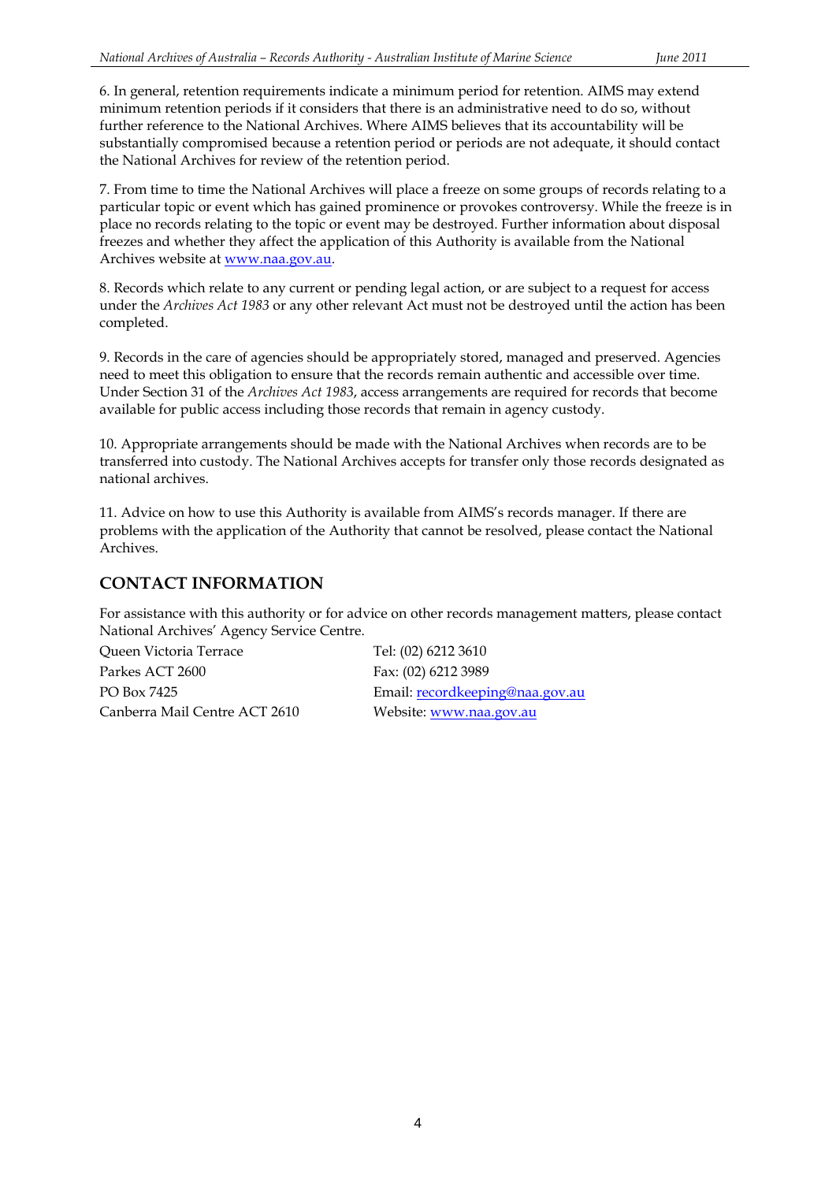6. In general, retention requirements indicate a minimum period for retention. AIMS may extend minimum retention periods if it considers that there is an administrative need to do so, without further reference to the National Archives. Where AIMS believes that its accountability will be substantially compromised because a retention period or periods are not adequate, it should contact the National Archives for review of the retention period.

7. From time to time the National Archives will place a freeze on some groups of records relating to a particular topic or event which has gained prominence or provokes controversy. While the freeze is in place no records relating to the topic or event may be destroyed. Further information about disposal freezes and whether they affect the application of this Authority is available from the National Archives website at www.naa.gov.au.

8. Records which relate to any current or pending legal action, or are subject to a request for access under the *Archives Act 1983* or any other relevant Act must not be destroyed until the action has been completed.

9. Records in the care of agencies should be appropriately stored, managed and preserved. Agencies need to meet this obligation to ensure that the records remain authentic and accessible over time. Under Section 31 of the *Archives Act 1983*, access arrangements are required for records that become available for public access including those records that remain in agency custody.

10. Appropriate arrangements should be made with the National Archives when records are to be transferred into custody. The National Archives accepts for transfer only those records designated as national archives.

11. Advice on how to use this Authority is available from AIMS's records manager. If there are problems with the application of the Authority that cannot be resolved, please contact the National Archives.

## CONTACT INFORMATION

For assistance with this authority or for advice on other records management matters, please contact National Archives' Agency Service Centre.

Queen Victoria Terrace
Parkes ACT 2600
PO Box 7425
Canberra Mail Centre ACT 2610

Tel: (02) 6212 3610
Fax: (02) 6212 3989
Email: recordkeeping@naa.gov.au
Website: www.naa.gov.au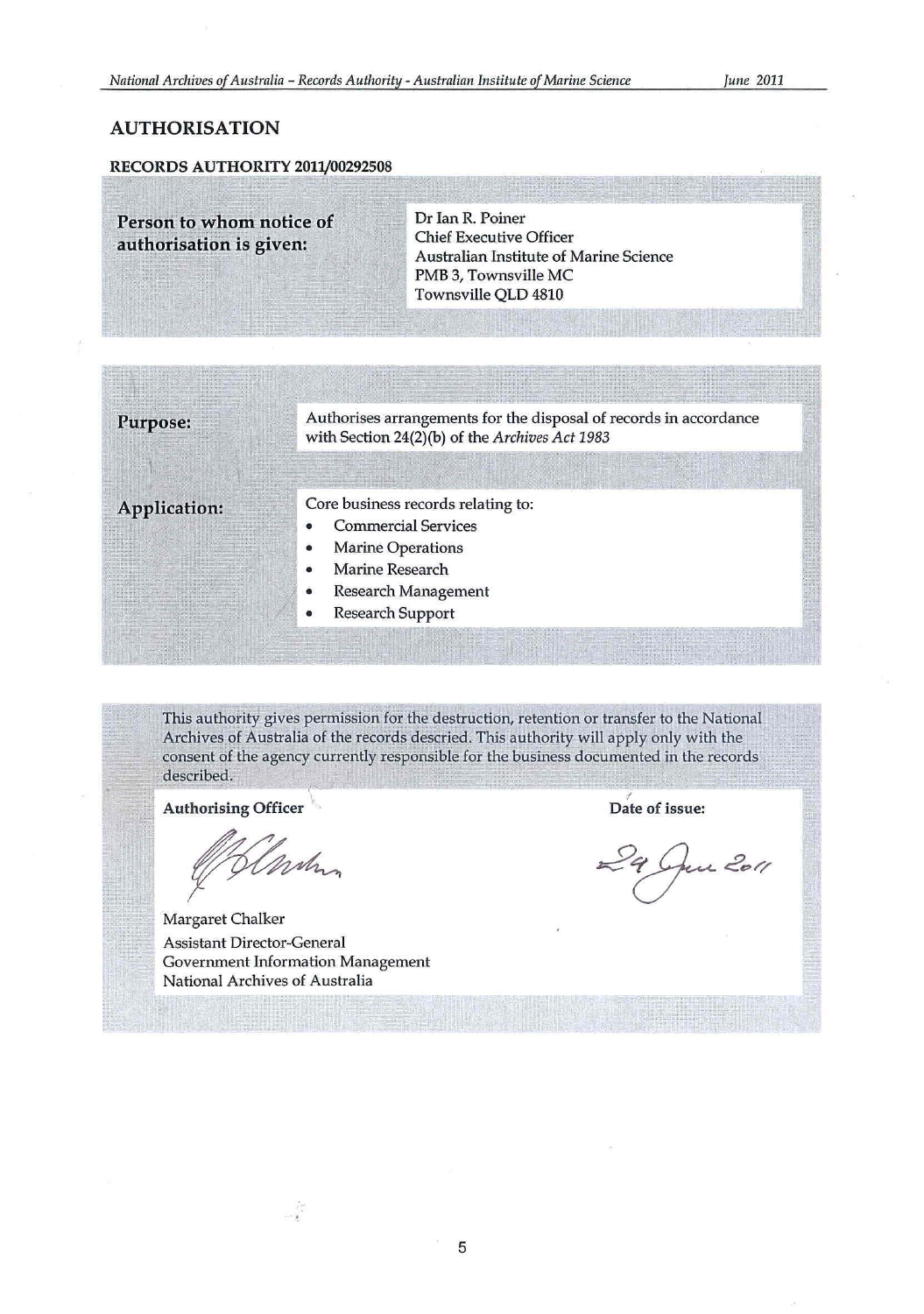## AUTHORISATION

**RECORDS AUTHORITY 2011/00292508**

| | |
|---|---|
| **Person to whom notice of authorisation is given:** | Dr Ian R. Poiner<br>Chief Executive Officer<br>Australian Institute of Marine Science<br>PMB 3, Townsville MC<br>Townsville QLD 4810 |

| | |
|---|---|
| **Purpose:** | Authorises arrangements for the disposal of records in accordance with Section 24(2)(b) of the *Archives Act 1983* |
| **Application:** | Core business records relating to:<br>• Commercial Services<br>• Marine Operations<br>• Marine Research<br>• Research Management<br>• Research Support |

This authority gives permission for the destruction, retention or transfer to the National Archives of Australia of the records descried. This authority will apply only with the consent of the agency currently responsible for the business documented in the records described.

**Authorising Officer**

Margaret Chalker
Assistant Director-General
Government Information Management
National Archives of Australia

**Date of issue:**

29 June 2011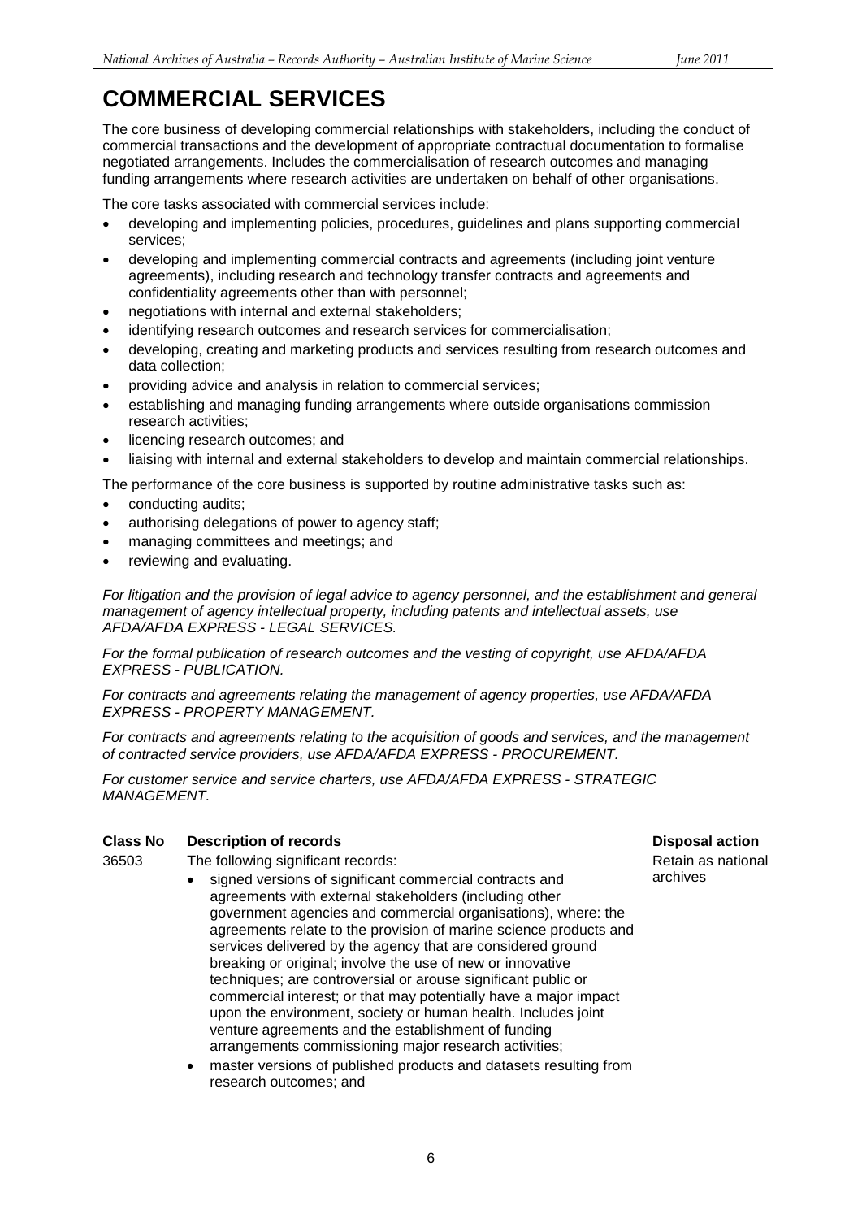# COMMERCIAL SERVICES

The core business of developing commercial relationships with stakeholders, including the conduct of commercial transactions and the development of appropriate contractual documentation to formalise negotiated arrangements. Includes the commercialisation of research outcomes and managing funding arrangements where research activities are undertaken on behalf of other organisations.

The core tasks associated with commercial services include:

- developing and implementing policies, procedures, guidelines and plans supporting commercial services;
- developing and implementing commercial contracts and agreements (including joint venture agreements), including research and technology transfer contracts and agreements and confidentiality agreements other than with personnel;
- negotiations with internal and external stakeholders;
- identifying research outcomes and research services for commercialisation;
- developing, creating and marketing products and services resulting from research outcomes and data collection;
- providing advice and analysis in relation to commercial services;
- establishing and managing funding arrangements where outside organisations commission research activities;
- licencing research outcomes; and
- liaising with internal and external stakeholders to develop and maintain commercial relationships.

The performance of the core business is supported by routine administrative tasks such as:

- conducting audits;
- authorising delegations of power to agency staff;
- managing committees and meetings; and
- reviewing and evaluating.

*For litigation and the provision of legal advice to agency personnel, and the establishment and general management of agency intellectual property, including patents and intellectual assets, use AFDA/AFDA EXPRESS - LEGAL SERVICES.*

*For the formal publication of research outcomes and the vesting of copyright, use AFDA/AFDA EXPRESS - PUBLICATION.*

*For contracts and agreements relating the management of agency properties, use AFDA/AFDA EXPRESS - PROPERTY MANAGEMENT.*

*For contracts and agreements relating to the acquisition of goods and services, and the management of contracted service providers, use AFDA/AFDA EXPRESS - PROCUREMENT.*

*For customer service and service charters, use AFDA/AFDA EXPRESS - STRATEGIC MANAGEMENT.*

| Class No | Description of records | Disposal action |
|---|---|---|
| 36503 | The following significant records:<br>• signed versions of significant commercial contracts and agreements with external stakeholders (including other government agencies and commercial organisations), where: the agreements relate to the provision of marine science products and services delivered by the agency that are considered ground breaking or original; involve the use of new or innovative techniques; are controversial or arouse significant public or commercial interest; or that may potentially have a major impact upon the environment, society or human health. Includes joint venture agreements and the establishment of funding arrangements commissioning major research activities;<br>• master versions of published products and datasets resulting from research outcomes; and | Retain as national archives |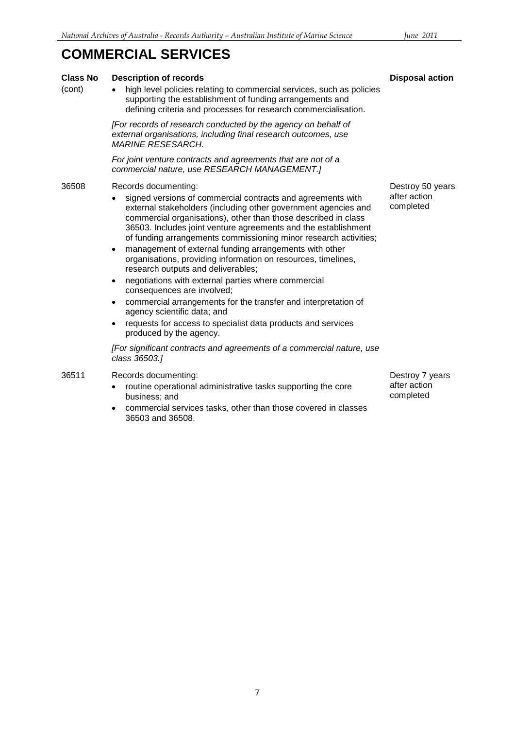# COMMERCIAL SERVICES

| Class No | Description of records | Disposal action |
|---|---|---|
| (cont) | • high level policies relating to commercial services, such as policies supporting the establishment of funding arrangements and defining criteria and processes for research commercialisation.<br><br>*[For records of research conducted by the agency on behalf of external organisations, including final research outcomes, use MARINE RESESARCH.*<br><br>*For joint venture contracts and agreements that are not of a commercial nature, use RESEARCH MANAGEMENT.]* | |
| 36508 | Records documenting:<br>• signed versions of commercial contracts and agreements with external stakeholders (including other government agencies and commercial organisations), other than those described in class 36503. Includes joint venture agreements and the establishment of funding arrangements commissioning minor research activities;<br>• management of external funding arrangements with other organisations, providing information on resources, timelines, research outputs and deliverables;<br>• negotiations with external parties where commercial consequences are involved;<br>• commercial arrangements for the transfer and interpretation of agency scientific data; and<br>• requests for access to specialist data products and services produced by the agency.<br><br>*[For significant contracts and agreements of a commercial nature, use class 36503.]* | Destroy 50 years after action completed |
| 36511 | Records documenting:<br>• routine operational administrative tasks supporting the core business; and<br>• commercial services tasks, other than those covered in classes 36503 and 36508. | Destroy 7 years after action completed |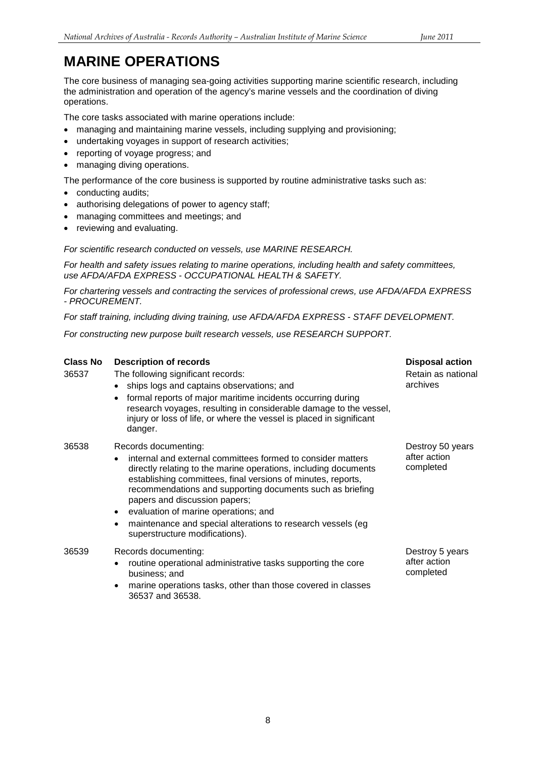# MARINE OPERATIONS

The core business of managing sea-going activities supporting marine scientific research, including the administration and operation of the agency's marine vessels and the coordination of diving operations.

The core tasks associated with marine operations include:

- managing and maintaining marine vessels, including supplying and provisioning;
- undertaking voyages in support of research activities;
- reporting of voyage progress; and
- managing diving operations.

The performance of the core business is supported by routine administrative tasks such as:

- conducting audits;
- authorising delegations of power to agency staff;
- managing committees and meetings; and
- reviewing and evaluating.

*For scientific research conducted on vessels, use MARINE RESEARCH.*

*For health and safety issues relating to marine operations, including health and safety committees, use AFDA/AFDA EXPRESS - OCCUPATIONAL HEALTH & SAFETY.*

*For chartering vessels and contracting the services of professional crews, use AFDA/AFDA EXPRESS - PROCUREMENT.*

*For staff training, including diving training, use AFDA/AFDA EXPRESS - STAFF DEVELOPMENT.*

*For constructing new purpose built research vessels, use RESEARCH SUPPORT.*

| Class No | Description of records | Disposal action |
|---|---|---|
| 36537 | The following significant records:<br>• ships logs and captains observations; and<br>• formal reports of major maritime incidents occurring during research voyages, resulting in considerable damage to the vessel, injury or loss of life, or where the vessel is placed in significant danger. | Retain as national archives |
| 36538 | Records documenting:<br>• internal and external committees formed to consider matters directly relating to the marine operations, including documents establishing committees, final versions of minutes, reports, recommendations and supporting documents such as briefing papers and discussion papers;<br>• evaluation of marine operations; and<br>• maintenance and special alterations to research vessels (eg superstructure modifications). | Destroy 50 years after action completed |
| 36539 | Records documenting:<br>• routine operational administrative tasks supporting the core business; and<br>• marine operations tasks, other than those covered in classes 36537 and 36538. | Destroy 5 years after action completed |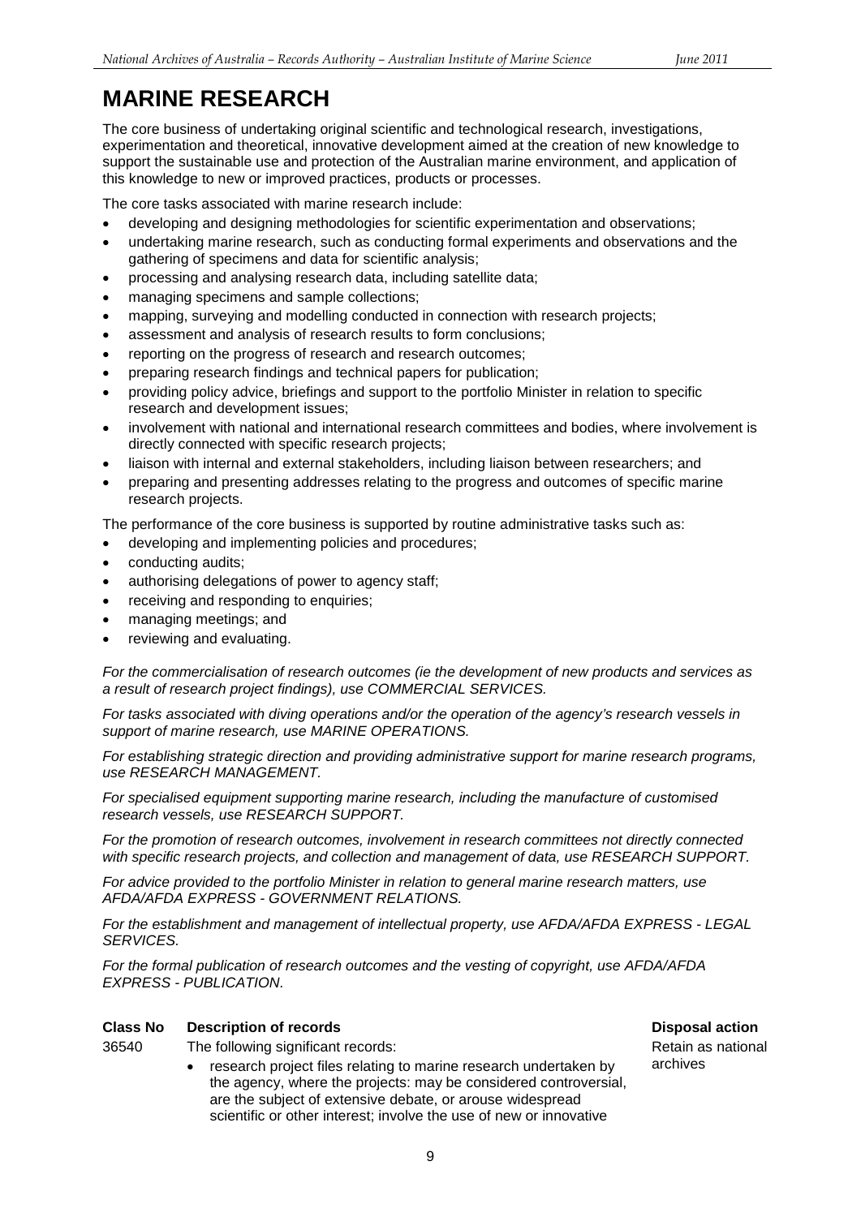# MARINE RESEARCH

The core business of undertaking original scientific and technological research, investigations, experimentation and theoretical, innovative development aimed at the creation of new knowledge to support the sustainable use and protection of the Australian marine environment, and application of this knowledge to new or improved practices, products or processes.

The core tasks associated with marine research include:

- developing and designing methodologies for scientific experimentation and observations;
- undertaking marine research, such as conducting formal experiments and observations and the gathering of specimens and data for scientific analysis;
- processing and analysing research data, including satellite data;
- managing specimens and sample collections;
- mapping, surveying and modelling conducted in connection with research projects;
- assessment and analysis of research results to form conclusions;
- reporting on the progress of research and research outcomes;
- preparing research findings and technical papers for publication;
- providing policy advice, briefings and support to the portfolio Minister in relation to specific research and development issues;
- involvement with national and international research committees and bodies, where involvement is directly connected with specific research projects;
- liaison with internal and external stakeholders, including liaison between researchers; and
- preparing and presenting addresses relating to the progress and outcomes of specific marine research projects.

The performance of the core business is supported by routine administrative tasks such as:

- developing and implementing policies and procedures;
- conducting audits;
- authorising delegations of power to agency staff;
- receiving and responding to enquiries;
- managing meetings; and
- reviewing and evaluating.

*For the commercialisation of research outcomes (ie the development of new products and services as a result of research project findings), use COMMERCIAL SERVICES.*

*For tasks associated with diving operations and/or the operation of the agency's research vessels in support of marine research, use MARINE OPERATIONS.*

*For establishing strategic direction and providing administrative support for marine research programs, use RESEARCH MANAGEMENT.*

*For specialised equipment supporting marine research, including the manufacture of customised research vessels, use RESEARCH SUPPORT.*

*For the promotion of research outcomes, involvement in research committees not directly connected with specific research projects, and collection and management of data, use RESEARCH SUPPORT.*

*For advice provided to the portfolio Minister in relation to general marine research matters, use AFDA/AFDA EXPRESS - GOVERNMENT RELATIONS.*

*For the establishment and management of intellectual property, use AFDA/AFDA EXPRESS - LEGAL SERVICES.*

*For the formal publication of research outcomes and the vesting of copyright, use AFDA/AFDA EXPRESS - PUBLICATION.*

| Class No | Description of records | Disposal action |
|---|---|---|
| 36540 | The following significant records:<br>• research project files relating to marine research undertaken by the agency, where the projects: may be considered controversial, are the subject of extensive debate, or arouse widespread scientific or other interest; involve the use of new or innovative | Retain as national archives |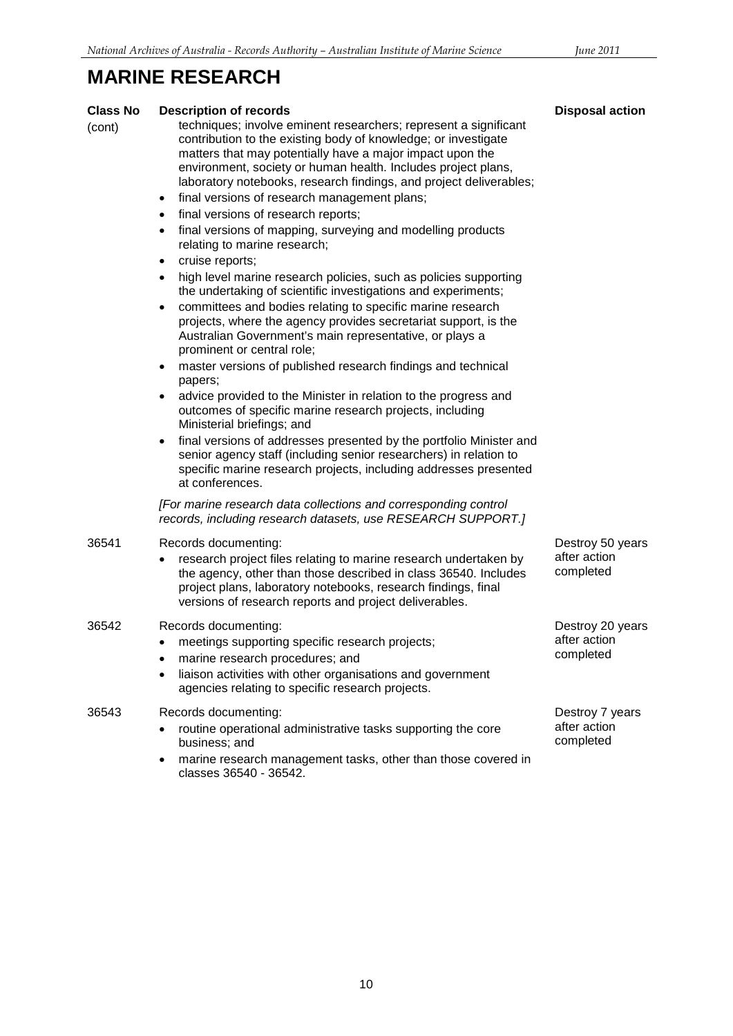# MARINE RESEARCH

| Class No | Description of records | Disposal action |
|---|---|---|
| (cont) | techniques; involve eminent researchers; represent a significant contribution to the existing body of knowledge; or investigate matters that may potentially have a major impact upon the environment, society or human health. Includes project plans, laboratory notebooks, research findings, and project deliverables;<br>• final versions of research management plans;<br>• final versions of research reports;<br>• final versions of mapping, surveying and modelling products relating to marine research;<br>• cruise reports;<br>• high level marine research policies, such as policies supporting the undertaking of scientific investigations and experiments;<br>• committees and bodies relating to specific marine research projects, where the agency provides secretariat support, is the Australian Government's main representative, or plays a prominent or central role;<br>• master versions of published research findings and technical papers;<br>• advice provided to the Minister in relation to the progress and outcomes of specific marine research projects, including Ministerial briefings; and<br>• final versions of addresses presented by the portfolio Minister and senior agency staff (including senior researchers) in relation to specific marine research projects, including addresses presented at conferences.<br><br>*[For marine research data collections and corresponding control records, including research datasets, use RESEARCH SUPPORT.]* | |
| 36541 | Records documenting:<br>• research project files relating to marine research undertaken by the agency, other than those described in class 36540. Includes project plans, laboratory notebooks, research findings, final versions of research reports and project deliverables. | Destroy 50 years after action completed |
| 36542 | Records documenting:<br>• meetings supporting specific research projects;<br>• marine research procedures; and<br>• liaison activities with other organisations and government agencies relating to specific research projects. | Destroy 20 years after action completed |
| 36543 | Records documenting:<br>• routine operational administrative tasks supporting the core business; and<br>• marine research management tasks, other than those covered in classes 36540 - 36542. | Destroy 7 years after action completed |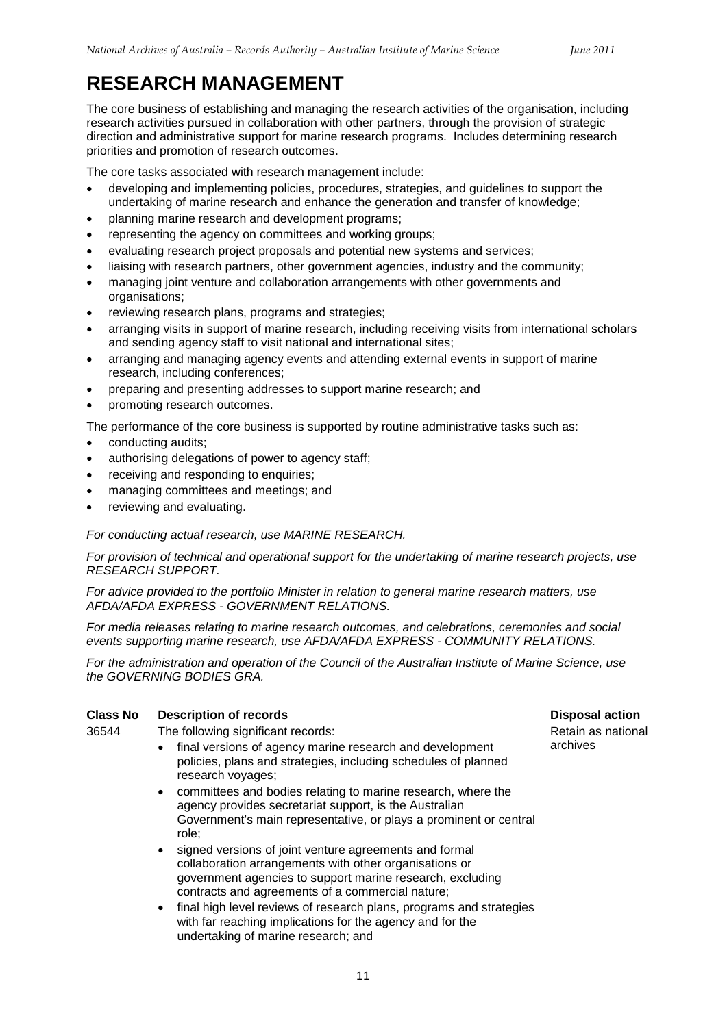# RESEARCH MANAGEMENT

The core business of establishing and managing the research activities of the organisation, including research activities pursued in collaboration with other partners, through the provision of strategic direction and administrative support for marine research programs. Includes determining research priorities and promotion of research outcomes.

The core tasks associated with research management include:

- developing and implementing policies, procedures, strategies, and guidelines to support the undertaking of marine research and enhance the generation and transfer of knowledge;
- planning marine research and development programs;
- representing the agency on committees and working groups;
- evaluating research project proposals and potential new systems and services;
- liaising with research partners, other government agencies, industry and the community;
- managing joint venture and collaboration arrangements with other governments and organisations;
- reviewing research plans, programs and strategies;
- arranging visits in support of marine research, including receiving visits from international scholars and sending agency staff to visit national and international sites;
- arranging and managing agency events and attending external events in support of marine research, including conferences;
- preparing and presenting addresses to support marine research; and
- promoting research outcomes.

The performance of the core business is supported by routine administrative tasks such as:

- conducting audits;
- authorising delegations of power to agency staff;
- receiving and responding to enquiries;
- managing committees and meetings; and
- reviewing and evaluating.

*For conducting actual research, use MARINE RESEARCH.*

*For provision of technical and operational support for the undertaking of marine research projects, use RESEARCH SUPPORT.*

*For advice provided to the portfolio Minister in relation to general marine research matters, use AFDA/AFDA EXPRESS - GOVERNMENT RELATIONS.*

*For media releases relating to marine research outcomes, and celebrations, ceremonies and social events supporting marine research, use AFDA/AFDA EXPRESS - COMMUNITY RELATIONS.*

*For the administration and operation of the Council of the Australian Institute of Marine Science, use the GOVERNING BODIES GRA.*

| Class No | Description of records | Disposal action |
|---|---|---|
| 36544 | The following significant records:<br>• final versions of agency marine research and development policies, plans and strategies, including schedules of planned research voyages;<br>• committees and bodies relating to marine research, where the agency provides secretariat support, is the Australian Government's main representative, or plays a prominent or central role;<br>• signed versions of joint venture agreements and formal collaboration arrangements with other organisations or government agencies to support marine research, excluding contracts and agreements of a commercial nature;<br>• final high level reviews of research plans, programs and strategies with far reaching implications for the agency and for the undertaking of marine research; and | Retain as national archives |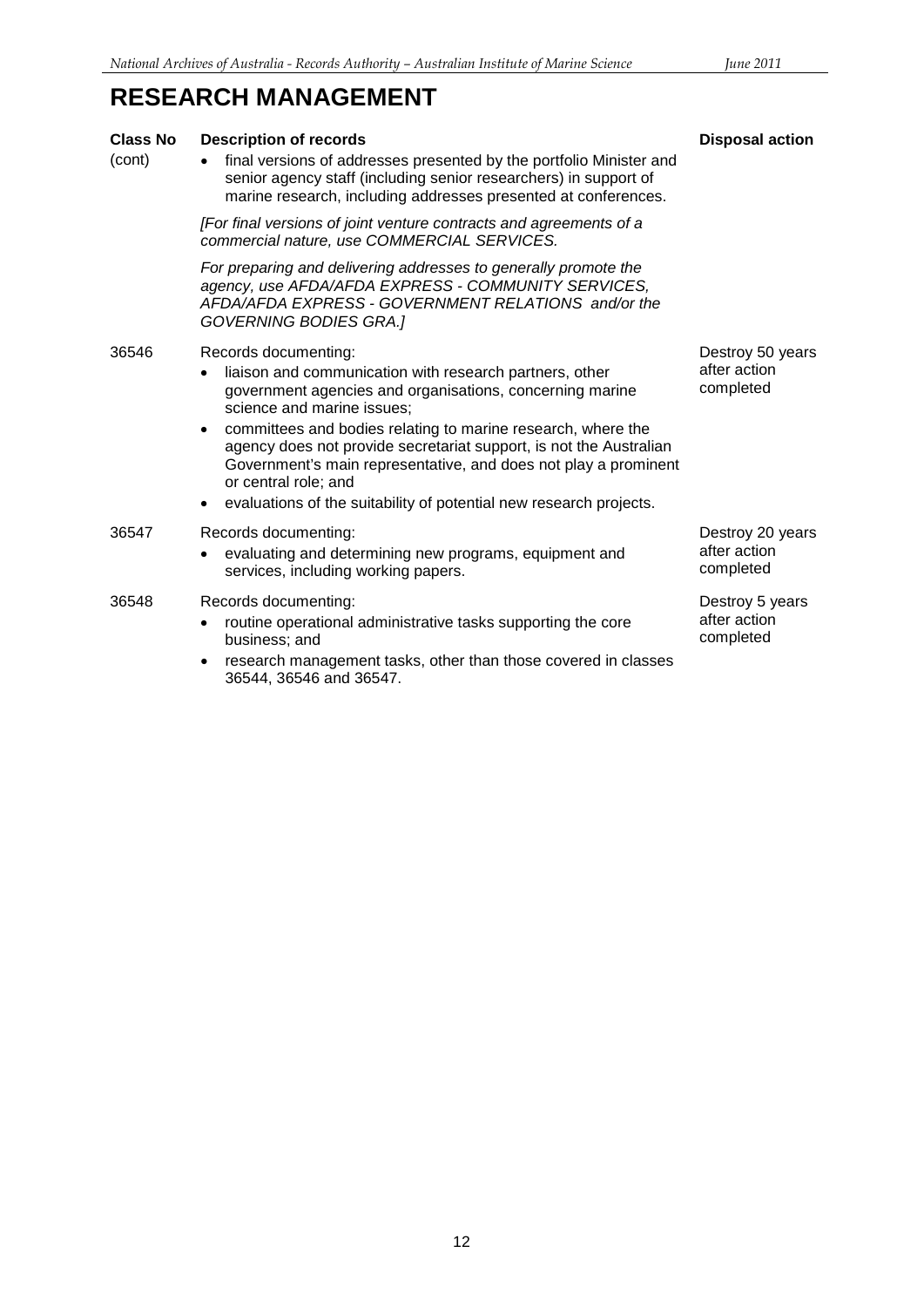# RESEARCH MANAGEMENT

| Class No | Description of records | Disposal action |
|---|---|---|
| (cont) | • final versions of addresses presented by the portfolio Minister and senior agency staff (including senior researchers) in support of marine research, including addresses presented at conferences.<br><br>*[For final versions of joint venture contracts and agreements of a commercial nature, use COMMERCIAL SERVICES.*<br><br>*For preparing and delivering addresses to generally promote the agency, use AFDA/AFDA EXPRESS - COMMUNITY SERVICES, AFDA/AFDA EXPRESS - GOVERNMENT RELATIONS and/or the GOVERNING BODIES GRA.]* | |
| 36546 | Records documenting:<br>• liaison and communication with research partners, other government agencies and organisations, concerning marine science and marine issues;<br>• committees and bodies relating to marine research, where the agency does not provide secretariat support, is not the Australian Government's main representative, and does not play a prominent or central role; and<br>• evaluations of the suitability of potential new research projects. | Destroy 50 years after action completed |
| 36547 | Records documenting:<br>• evaluating and determining new programs, equipment and services, including working papers. | Destroy 20 years after action completed |
| 36548 | Records documenting:<br>• routine operational administrative tasks supporting the core business; and<br>• research management tasks, other than those covered in classes 36544, 36546 and 36547. | Destroy 5 years after action completed |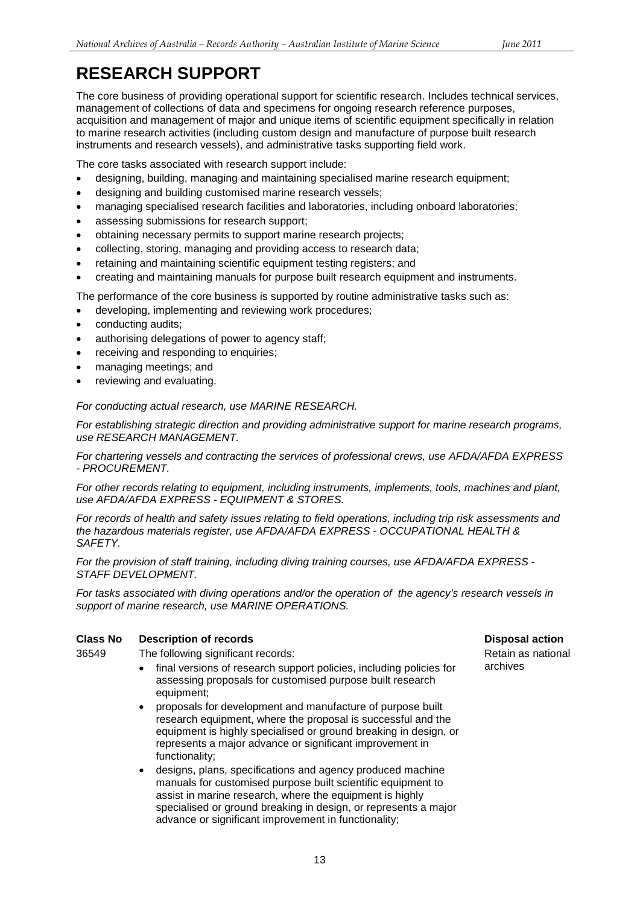# RESEARCH SUPPORT

The core business of providing operational support for scientific research. Includes technical services, management of collections of data and specimens for ongoing research reference purposes, acquisition and management of major and unique items of scientific equipment specifically in relation to marine research activities (including custom design and manufacture of purpose built research instruments and research vessels), and administrative tasks supporting field work.

The core tasks associated with research support include:

- designing, building, managing and maintaining specialised marine research equipment;
- designing and building customised marine research vessels;
- managing specialised research facilities and laboratories, including onboard laboratories;
- assessing submissions for research support;
- obtaining necessary permits to support marine research projects;
- collecting, storing, managing and providing access to research data;
- retaining and maintaining scientific equipment testing registers; and
- creating and maintaining manuals for purpose built research equipment and instruments.

The performance of the core business is supported by routine administrative tasks such as:

- developing, implementing and reviewing work procedures;
- conducting audits;
- authorising delegations of power to agency staff;
- receiving and responding to enquiries;
- managing meetings; and
- reviewing and evaluating.

*For conducting actual research, use MARINE RESEARCH.*

*For establishing strategic direction and providing administrative support for marine research programs, use RESEARCH MANAGEMENT.*

*For chartering vessels and contracting the services of professional crews, use AFDA/AFDA EXPRESS - PROCUREMENT.*

*For other records relating to equipment, including instruments, implements, tools, machines and plant, use AFDA/AFDA EXPRESS - EQUIPMENT & STORES.*

*For records of health and safety issues relating to field operations, including trip risk assessments and the hazardous materials register, use AFDA/AFDA EXPRESS - OCCUPATIONAL HEALTH & SAFETY.*

*For the provision of staff training, including diving training courses, use AFDA/AFDA EXPRESS - STAFF DEVELOPMENT.*

*For tasks associated with diving operations and/or the operation of the agency's research vessels in support of marine research, use MARINE OPERATIONS.*

| Class No | Description of records | Disposal action |
|---|---|---|
| 36549 | The following significant records:<br>• final versions of research support policies, including policies for assessing proposals for customised purpose built research equipment;<br>• proposals for development and manufacture of purpose built research equipment, where the proposal is successful and the equipment is highly specialised or ground breaking in design, or represents a major advance or significant improvement in functionality;<br>• designs, plans, specifications and agency produced machine manuals for customised purpose built scientific equipment to assist in marine research, where the equipment is highly specialised or ground breaking in design, or represents a major advance or significant improvement in functionality; | Retain as national archives |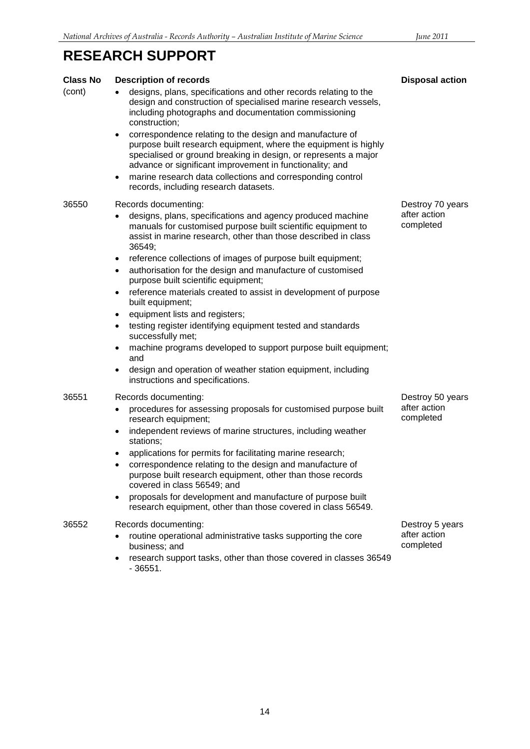# RESEARCH SUPPORT

| Class No | Description of records | Disposal action |
|---|---|---|
| (cont) | • designs, plans, specifications and other records relating to the design and construction of specialised marine research vessels, including photographs and documentation commissioning construction;<br>• correspondence relating to the design and manufacture of purpose built research equipment, where the equipment is highly specialised or ground breaking in design, or represents a major advance or significant improvement in functionality; and<br>• marine research data collections and corresponding control records, including research datasets. | |
| 36550 | Records documenting:<br>• designs, plans, specifications and agency produced machine manuals for customised purpose built scientific equipment to assist in marine research, other than those described in class 36549;<br>• reference collections of images of purpose built equipment;<br>• authorisation for the design and manufacture of customised purpose built scientific equipment;<br>• reference materials created to assist in development of purpose built equipment;<br>• equipment lists and registers;<br>• testing register identifying equipment tested and standards successfully met;<br>• machine programs developed to support purpose built equipment; and<br>• design and operation of weather station equipment, including instructions and specifications. | Destroy 70 years after action completed |
| 36551 | Records documenting:<br>• procedures for assessing proposals for customised purpose built research equipment;<br>• independent reviews of marine structures, including weather stations;<br>• applications for permits for facilitating marine research;<br>• correspondence relating to the design and manufacture of purpose built research equipment, other than those records covered in class 56549; and<br>• proposals for development and manufacture of purpose built research equipment, other than those covered in class 56549. | Destroy 50 years after action completed |
| 36552 | Records documenting:<br>• routine operational administrative tasks supporting the core business; and<br>• research support tasks, other than those covered in classes 36549 - 36551. | Destroy 5 years after action completed |